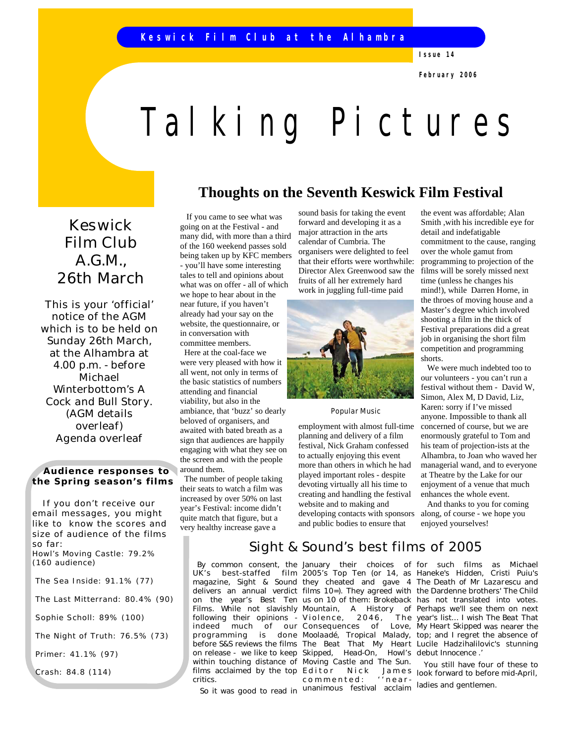Keswick Film Club at the Alhambra

Issue 14

February 2006

# Talking Pictures

## Keswick Film Club A.G.M., 26th March

This is your 'official' notice of the AGM which is to be held on Sunday 26th March, at the Alhambra at 4.00 p.m. - before Michael Winterbottom's A Cock and Bull Story. (AGM details overleaf) Agenda overleaf

### Audience responses to the Spring season's films

If you don't receive our email messages, you might like to know the scores and size of audience of the films so far:

Howl's Moving Castle: 79.2% (160 audience)

The Sea Inside: 91.1% (77)

The Last Mitterrand: 80.4% (90)

Sophie Scholl: 89% (100)

The Night of Truth: 76.5% (73)

Primer: 41.1% (97)

Crash: 84.8 (114)

## Thoughts on the Seventh Keswick Film Festival

If you came to see what was going on at the Festival - and many did, with more than a third of the 160 weekend passes sold being taken up by KFC members - you'll have some interesting tales to tell and opinions about what was on offer - all of which we hope to hear about in the near future, if you haven't already had your say on the website, the questionnaire, or in conversation with committee members.

Here at the coal-face we were very pleased with how it all went, not only in terms of the basic statistics of numbers attending and financial viability, but also in the ambiance, that 'buzz' so dearly beloved of organisers, and awaited with bated breath as a sign that audiences are happily engaging with what they see on the screen and with the people around them.

The number of people taking their seats to watch a film was increased by over 50% on last year's Festival: income didn't quite match that figure, but a very healthy increase gave a sound basis for taking the event forward and developing it as a major attraction in the arts calendar of Cumbria. The organisers were delighted to feel that their efforts were worthwhile: Director Alex Greenwood saw the fruits of all her extremely hard work in juggling full-time paid employment with almost full-time planning and delivery of a film festival, Nick Graham confessed to actually enjoying this event more than others in which he had played important roles - despite devoting virtually all his time to creating and handling the festival website and to making and developing contacts with sponsors and public bodies to ensure that the event was affordable; Alan Smith ,with his incredible eye for detail and indefatigable commitment to the cause, ranging over the whole gamut from programming to projection of the films will be sorely missed next time (unless he changes his mind!), while Darren Horne, in the throes of moving house and a Master's degree which involved shooting a film in the thick of Festival preparations did a great job in organising the short film competition and programming shorts.

Popular Music

We were much indebted too to our volunteers - you can't run a festival without them - David W, Simon, Alex M, D David, Liz, Karen: sorry if I've missed anyone. Impossible to thank all concerned of course, but we are enormously grateful to Tom and his team of projection-ists at the Alhambra, to Joan who waved her managerial wand, and to everyone at Theatre by the Lake for our enjoyment of a venue that much enhances the whole event.

And thanks to you for coming along, of course - we hope you enjoyed yourselves!

## Sight & Sound's best films of 2005

By common consent, the UK's best-staffed film magazine, Sight & Sound delivers an annual verdict on the year's Best Ten Films. While not slavishly following their opinions - indeed much of our programming is done before S&S reviews the films on release - we like to keep within touching distance of films acclaimed by the top critics.

So it was good to read in January their choices of 2005's Top Ten (or 14, as they cheated and gave 4 films 10=). They agreed with us on 10 of them: Brokeback Mountain, A History of Violence, 2046, The Consequences of Love, Moolaadé, Tropical Malady, The Beat That My Heart Skipped, Head-On, Howl's Moving Castle and The Sun. Editor Nick James commented: ''near-unanimous festival acclaim for such films as Michael Haneke's Hidden, Cristi Puiu's The Death of Mr Lazarescu and the Dardenne brothers' The Child has not translated into votes. Perhaps we'll see them on next year's list... I wish The Beat That My Heart Skipped was nearer the top; and I regret the absence of Lucile Hadzihalilovic's stunning debut Innocence .'

You still have four of these to look forward to before mid-April, ladies and gentlemen.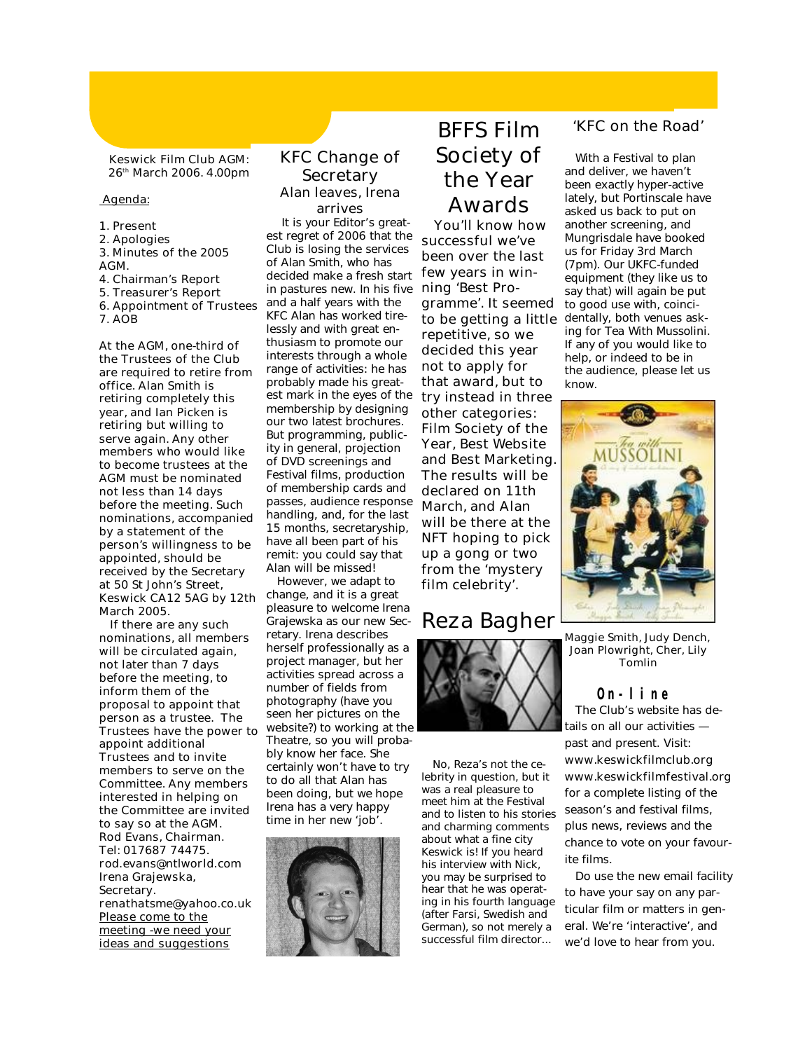Keswick Film Club AGM: 26th March 2006. 4.00pm

Agenda:

1. Present
2. Apologies
3. Minutes of the 2005 AGM.
4. Chairman's Report
5. Treasurer's Report
6. Appointment of Trustees
7. AOB

At the AGM, one-third of the Trustees of the Club are required to retire from office. Alan Smith is retiring completely this year, and Ian Picken is retiring but willing to serve again. Any other members who would like to become trustees at the AGM must be nominated not less than 14 days before the meeting. Such nominations, accompanied by a statement of the person's willingness to be appointed, should be received by the Secretary at 50 St John's Street, Keswick CA12 5AG by 12th March 2005.

If there are any such nominations, all members will be circulated again, not later than 7 days before the meeting, to inform them of the proposal to appoint that person as a trustee. The Trustees have the power to appoint additional Trustees and to invite members to serve on the Committee. Any members interested in helping on the Committee are invited to say so at the AGM.

Rod Evans, Chairman.
Tel: 017687 74475.
rod.evans@ntlworld.com
Irena Grajewska, Secretary.
renathatsme@yahoo.co.uk

Please come to the meeting -we need your ideas and suggestions

## KFC Change of Secretary

### Alan leaves, Irena arrives

It is your Editor's greatest regret of 2006 that the Club is losing the services of Alan Smith, who has decided make a fresh start in pastures new. In his five and a half years with the KFC Alan has worked tirelessly and with great enthusiasm to promote our interests through a whole range of activities: he has probably made his greatest mark in the eyes of the membership by designing our two latest brochures. But programming, publicity in general, projection of DVD screenings and Festival films, production of membership cards and passes, audience response handling, and, for the last 15 months, secretaryship, have all been part of his remit: you could say that Alan will be missed!

However, we adapt to change, and it is a great pleasure to welcome Irena Grajewska as our new Secretary. Irena describes herself professionally as a project manager, but her activities spread across a number of fields from photography (have you seen her pictures on the website?) to working at the Theatre, so you will probably know her face. She certainly won't have to try to do all that Alan has been doing, but we hope Irena has a very happy time in her new 'job'.

## BFFS Film Society of the Year Awards

You'll know how successful we've been over the last few years in winning 'Best Programme'. It seemed to be getting a little repetitive, so we decided this year not to apply for that award, but to try instead in three other categories: Film Society of the Year, Best Website and Best Marketing. The results will be declared on 11th March, and Alan will be there at the NFT hoping to pick up a gong or two from the 'mystery film celebrity'.

## Reza Bagher

No, Reza's not the celebrity in question, but it was a real pleasure to meet him at the Festival and to listen to his stories and charming comments about what a fine city Keswick is! If you heard his interview with Nick, you may be surprised to hear that he was operating in his fourth language (after Farsi, Swedish and German), so not merely a successful film director…

## 'KFC on the Road'

With a Festival to plan and deliver, we haven't been exactly hyper-active lately, but Portinscale have asked us back to put on another screening, and Mungrisdale have booked us for Friday 3rd March (7pm). Our UKFC-funded equipment (they like us to say that) will again be put to good use with, coincidentally, both venues asking for Tea With Mussolini. If any of you would like to help, or indeed to be in the audience, please let us know.

Maggie Smith, Judy Dench, Joan Plowright, Cher, Lily Tomlin

## On-line

The Club's website has details on all our activities — past and present. Visit:
www.keswickfilmclub.org
www.keswickfilmfestival.org
for a complete listing of the season's and festival films, plus news, reviews and the chance to vote on your favourite films.

Do use the new email facility to have your say on any particular film or matters in general. We're 'interactive', and we'd love to hear from you.